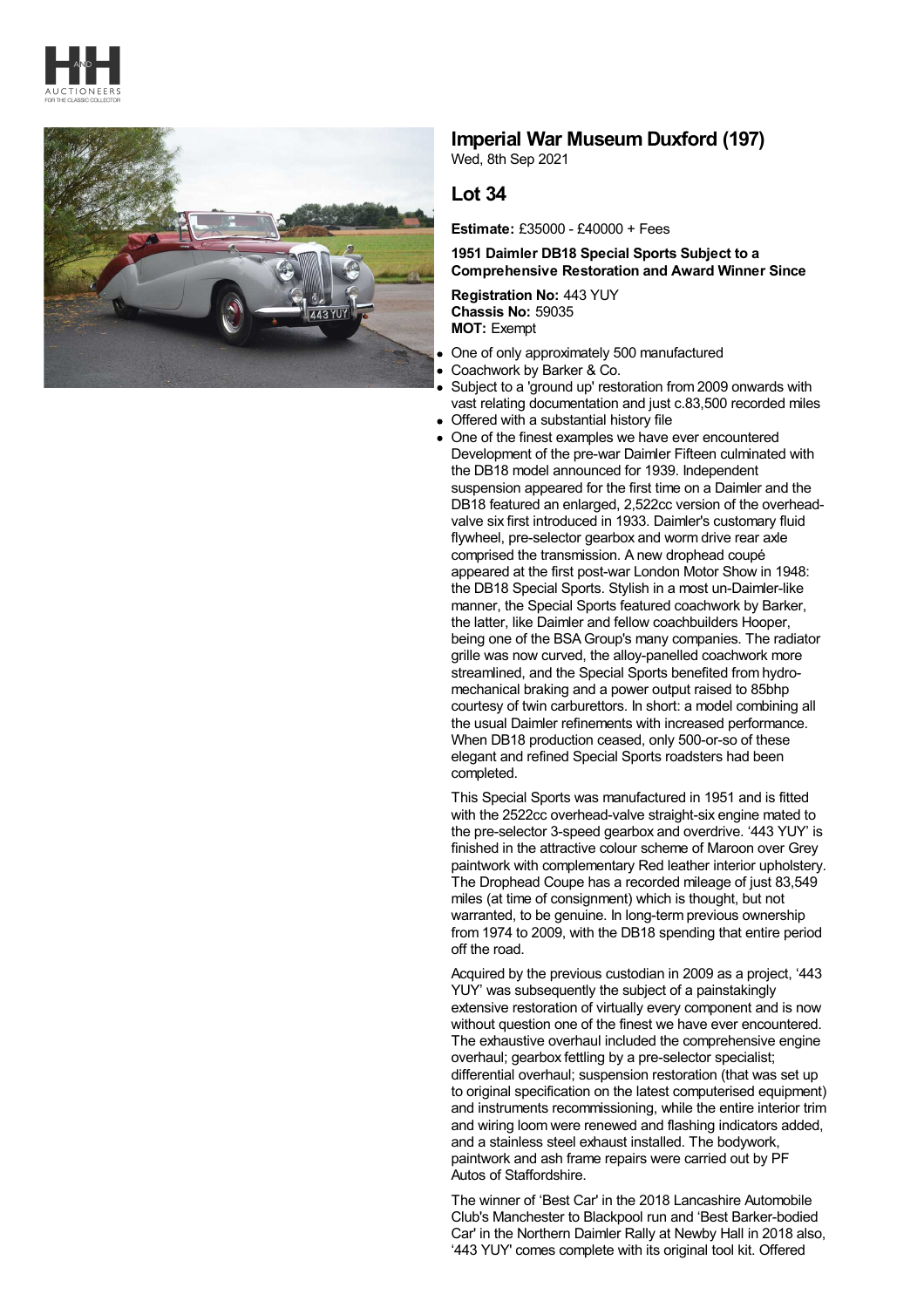# Imperial War Museum Duxford (197)

Wed, 8th Sep 2021

## Lot 34

**Estimate:** £35000 - £40000 + Fees

**1951 Daimler DB18 Special Sports Subject to a Comprehensive Restoration and Award Winner Since**

**Registration No:** 443 YUY
**Chassis No:** 59035
**MOT:** Exempt

- One of only approximately 500 manufactured
- Coachwork by Barker & Co.
- Subject to a 'ground up' restoration from 2009 onwards with vast relating documentation and just c.83,500 recorded miles
- Offered with a substantial history file
- One of the finest examples we have ever encountered

Development of the pre-war Daimler Fifteen culminated with the DB18 model announced for 1939. Independent suspension appeared for the first time on a Daimler and the DB18 featured an enlarged, 2,522cc version of the overhead-valve six first introduced in 1933. Daimler's customary fluid flywheel, pre-selector gearbox and worm drive rear axle comprised the transmission. A new drophead coupé appeared at the first post-war London Motor Show in 1948: the DB18 Special Sports. Stylish in a most un-Daimler-like manner, the Special Sports featured coachwork by Barker, the latter, like Daimler and fellow coachbuilders Hooper, being one of the BSA Group's many companies. The radiator grille was now curved, the alloy-panelled coachwork more streamlined, and the Special Sports benefited from hydro-mechanical braking and a power output raised to 85bhp courtesy of twin carburettors. In short: a model combining all the usual Daimler refinements with increased performance. When DB18 production ceased, only 500-or-so of these elegant and refined Special Sports roadsters had been completed.

This Special Sports was manufactured in 1951 and is fitted with the 2522cc overhead-valve straight-six engine mated to the pre-selector 3-speed gearbox and overdrive. '443 YUY' is finished in the attractive colour scheme of Maroon over Grey paintwork with complementary Red leather interior upholstery. The Drophead Coupe has a recorded mileage of just 83,549 miles (at time of consignment) which is thought, but not warranted, to be genuine. In long-term previous ownership from 1974 to 2009, with the DB18 spending that entire period off the road.

Acquired by the previous custodian in 2009 as a project, '443 YUY' was subsequently the subject of a painstakingly extensive restoration of virtually every component and is now without question one of the finest we have ever encountered. The exhaustive overhaul included the comprehensive engine overhaul; gearbox fettling by a pre-selector specialist; differential overhaul; suspension restoration (that was set up to original specification on the latest computerised equipment) and instruments recommissioning, while the entire interior trim and wiring loom were renewed and flashing indicators added, and a stainless steel exhaust installed. The bodywork, paintwork and ash frame repairs were carried out by PF Autos of Staffordshire.

The winner of 'Best Car' in the 2018 Lancashire Automobile Club's Manchester to Blackpool run and 'Best Barker-bodied Car' in the Northern Daimler Rally at Newby Hall in 2018 also, '443 YUY' comes complete with its original tool kit. Offered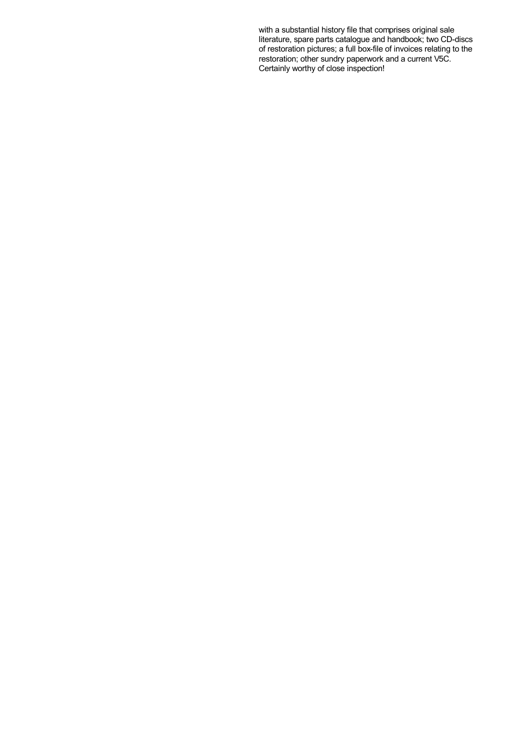with a substantial history file that comprises original sale literature, spare parts catalogue and handbook; two CD-discs of restoration pictures; a full box-file of invoices relating to the restoration; other sundry paperwork and a current V5C. Certainly worthy of close inspection!